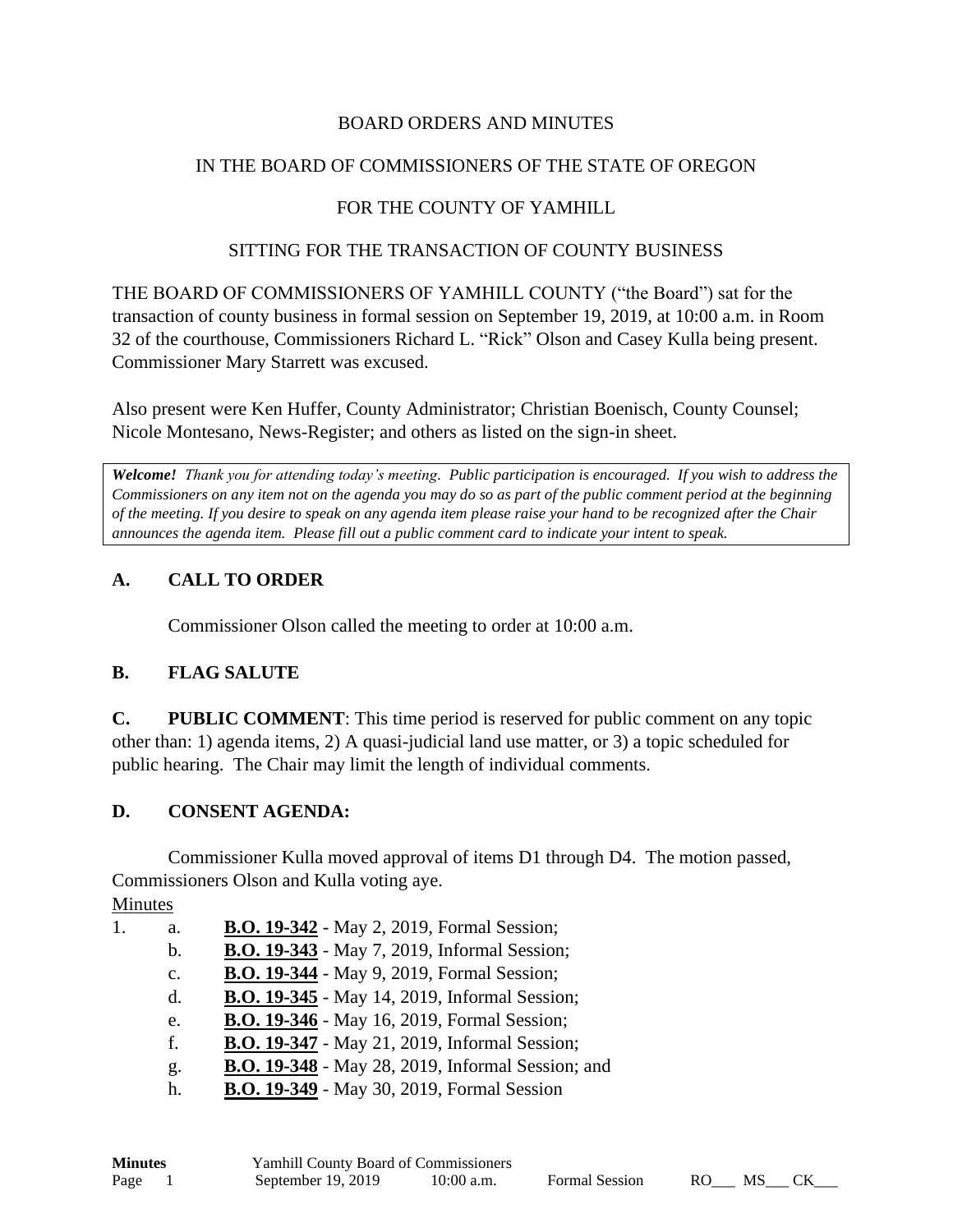BOARD ORDERS AND MINUTES

IN THE BOARD OF COMMISSIONERS OF THE STATE OF OREGON

FOR THE COUNTY OF YAMHILL

SITTING FOR THE TRANSACTION OF COUNTY BUSINESS

THE BOARD OF COMMISSIONERS OF YAMHILL COUNTY ("the Board") sat for the transaction of county business in formal session on September 19, 2019, at 10:00 a.m. in Room 32 of the courthouse, Commissioners Richard L. "Rick" Olson and Casey Kulla being present. Commissioner Mary Starrett was excused.

Also present were Ken Huffer, County Administrator; Christian Boenisch, County Counsel; Nicole Montesano, News-Register; and others as listed on the sign-in sheet.

> ***Welcome!*** *Thank you for attending today's meeting. Public participation is encouraged. If you wish to address the Commissioners on any item not on the agenda you may do so as part of the public comment period at the beginning of the meeting. If you desire to speak on any agenda item please raise your hand to be recognized after the Chair announces the agenda item. Please fill out a public comment card to indicate your intent to speak.*

## A. CALL TO ORDER

Commissioner Olson called the meeting to order at 10:00 a.m.

## B. FLAG SALUTE

**C. PUBLIC COMMENT**: This time period is reserved for public comment on any topic other than: 1) agenda items, 2) A quasi-judicial land use matter, or 3) a topic scheduled for public hearing. The Chair may limit the length of individual comments.

## D. CONSENT AGENDA:

Commissioner Kulla moved approval of items D1 through D4. The motion passed, Commissioners Olson and Kulla voting aye.

Minutes

1. a. **B.O. 19-342** - May 2, 2019, Formal Session;
   b. **B.O. 19-343** - May 7, 2019, Informal Session;
   c. **B.O. 19-344** - May 9, 2019, Formal Session;
   d. **B.O. 19-345** - May 14, 2019, Informal Session;
   e. **B.O. 19-346** - May 16, 2019, Formal Session;
   f. **B.O. 19-347** - May 21, 2019, Informal Session;
   g. **B.O. 19-348** - May 28, 2019, Informal Session; and
   h. **B.O. 19-349** - May 30, 2019, Formal Session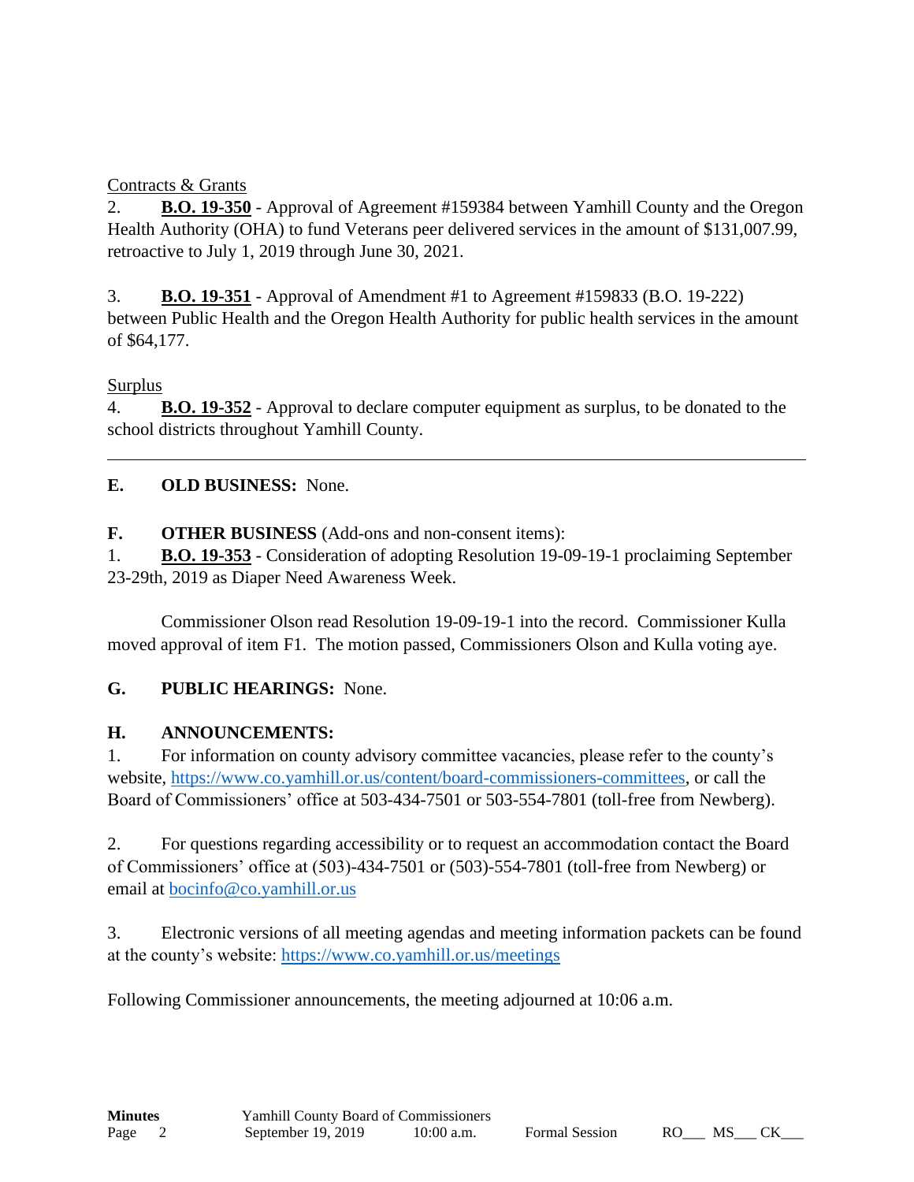Contracts & Grants

2. **B.O. 19-350** - Approval of Agreement #159384 between Yamhill County and the Oregon Health Authority (OHA) to fund Veterans peer delivered services in the amount of $131,007.99, retroactive to July 1, 2019 through June 30, 2021.

3. **B.O. 19-351** - Approval of Amendment #1 to Agreement #159833 (B.O. 19-222) between Public Health and the Oregon Health Authority for public health services in the amount of $64,177.

Surplus

4. **B.O. 19-352** - Approval to declare computer equipment as surplus, to be donated to the school districts throughout Yamhill County.

---

**E. OLD BUSINESS:** None.

**F. OTHER BUSINESS** (Add-ons and non-consent items):

1. **B.O. 19-353** - Consideration of adopting Resolution 19-09-19-1 proclaiming September 23-29th, 2019 as Diaper Need Awareness Week.

Commissioner Olson read Resolution 19-09-19-1 into the record. Commissioner Kulla moved approval of item F1. The motion passed, Commissioners Olson and Kulla voting aye.

**G. PUBLIC HEARINGS:** None.

**H. ANNOUNCEMENTS:**

1. For information on county advisory committee vacancies, please refer to the county's website, https://www.co.yamhill.or.us/content/board-commissioners-committees, or call the Board of Commissioners' office at 503-434-7501 or 503-554-7801 (toll-free from Newberg).

2. For questions regarding accessibility or to request an accommodation contact the Board of Commissioners' office at (503)-434-7501 or (503)-554-7801 (toll-free from Newberg) or email at bocinfo@co.yamhill.or.us

3. Electronic versions of all meeting agendas and meeting information packets can be found at the county's website: https://www.co.yamhill.or.us/meetings

Following Commissioner announcements, the meeting adjourned at 10:06 a.m.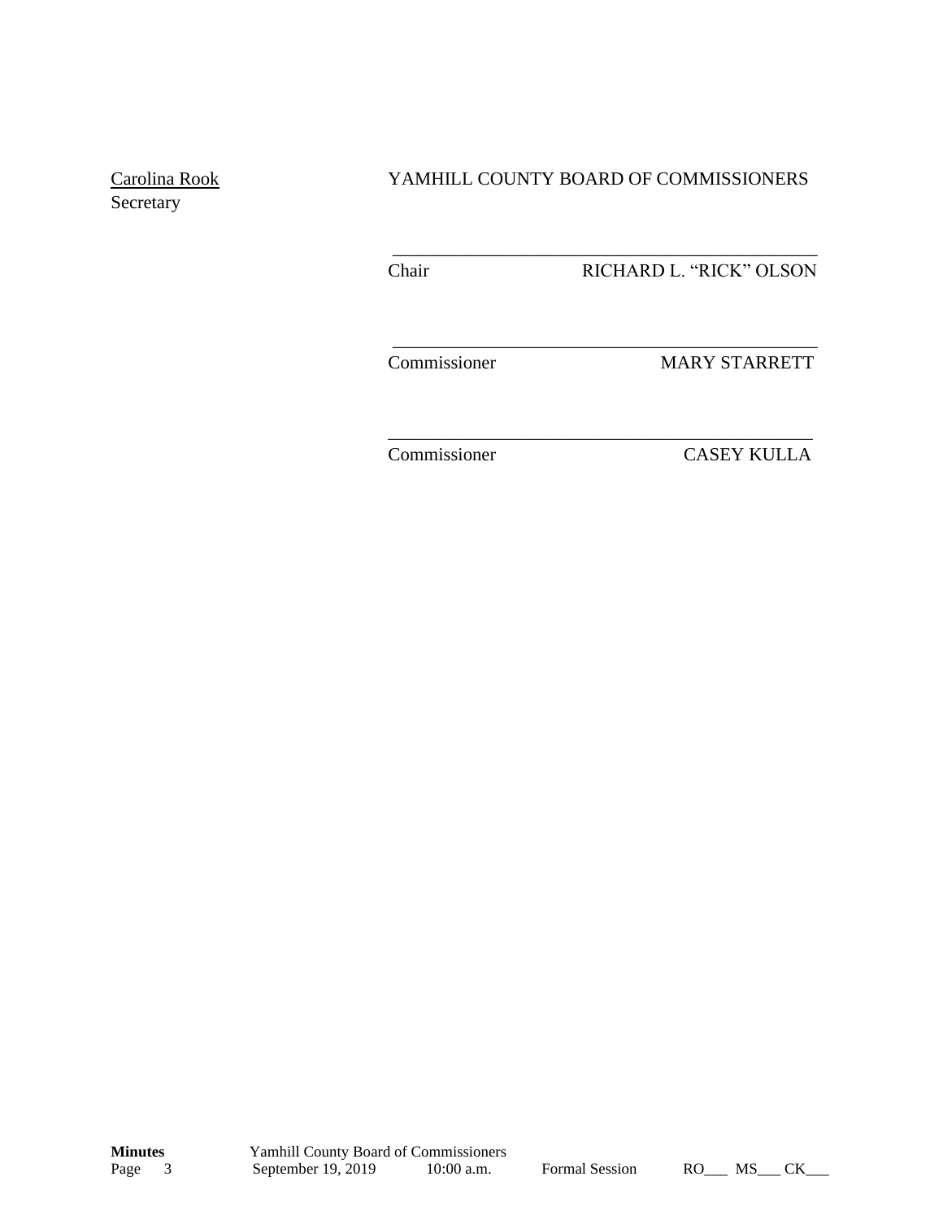Carolina Rook
Secretary

YAMHILL COUNTY BOARD OF COMMISSIONERS

\_\_\_\_\_\_\_\_\_\_\_\_\_\_\_\_\_\_\_\_\_\_\_\_\_\_\_\_\_\_\_\_\_\_\_\_\_\_\_\_\_\_\_\_\_\_\_\_
Chair RICHARD L. "RICK" OLSON

\_\_\_\_\_\_\_\_\_\_\_\_\_\_\_\_\_\_\_\_\_\_\_\_\_\_\_\_\_\_\_\_\_\_\_\_\_\_\_\_\_\_\_\_\_\_\_\_
Commissioner MARY STARRETT

\_\_\_\_\_\_\_\_\_\_\_\_\_\_\_\_\_\_\_\_\_\_\_\_\_\_\_\_\_\_\_\_\_\_\_\_\_\_\_\_\_\_\_\_\_\_\_\_
Commissioner CASEY KULLA